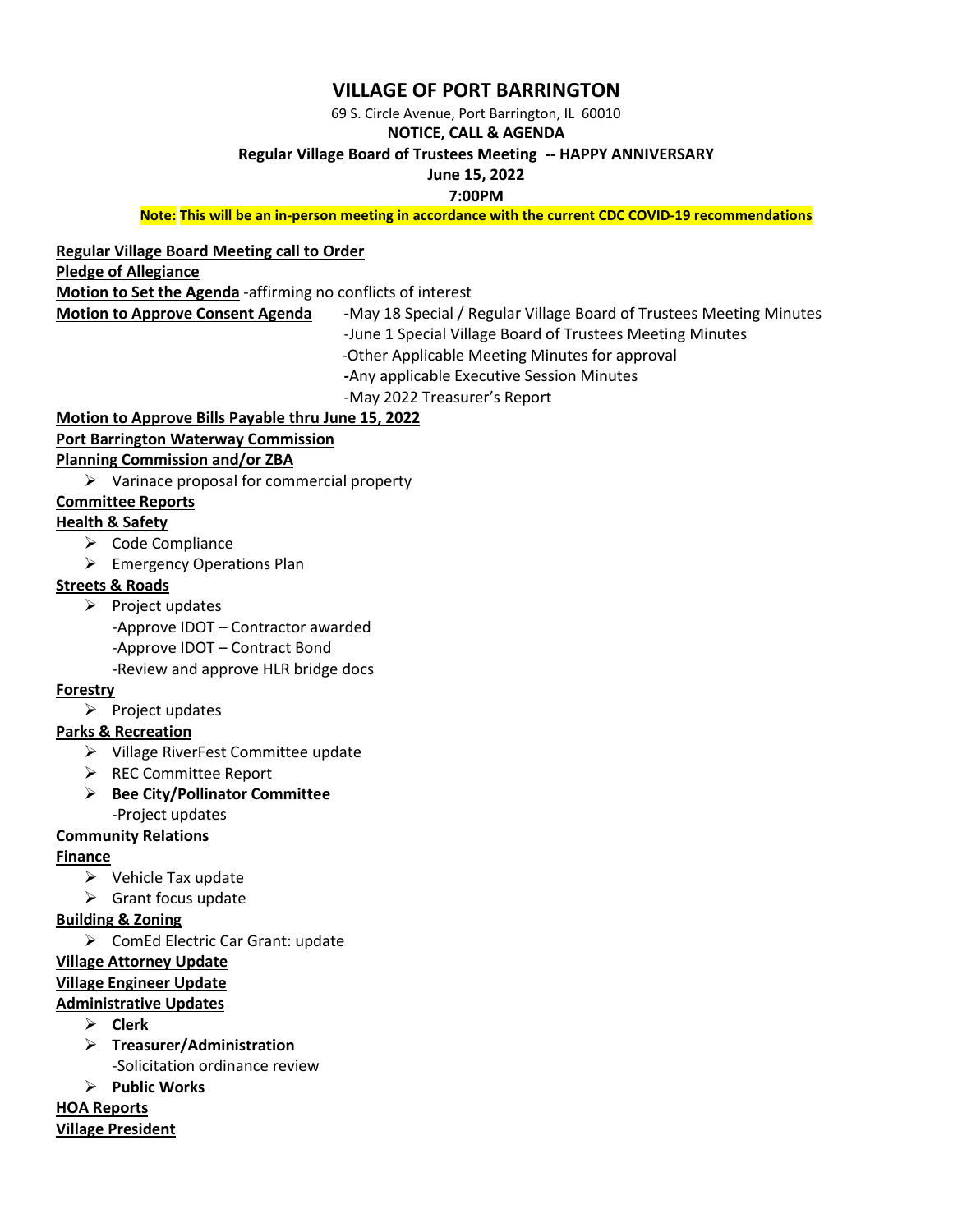# VILLAGE OF PORT BARRINGTON

69 S. Circle Avenue, Port Barrington, IL 60010

**NOTICE, CALL & AGENDA**

**Regular Village Board of Trustees Meeting -- HAPPY ANNIVERSARY**

**June 15, 2022**

**7:00PM**

**Note: This will be an in-person meeting in accordance with the current CDC COVID-19 recommendations**

**Regular Village Board Meeting call to Order**

**Pledge of Allegiance**

**Motion to Set the Agenda** -affirming no conflicts of interest

**Motion to Approve Consent Agenda**
- -May 18 Special / Regular Village Board of Trustees Meeting Minutes
- -June 1 Special Village Board of Trustees Meeting Minutes
- -Other Applicable Meeting Minutes for approval
- -Any applicable Executive Session Minutes
- -May 2022 Treasurer's Report

**Motion to Approve Bills Payable thru June 15, 2022**

**Port Barrington Waterway Commission**

**Planning Commission and/or ZBA**
- Varinace proposal for commercial property

**Committee Reports**

**Health & Safety**
- Code Compliance
- Emergency Operations Plan

**Streets & Roads**
- Project updates
  - -Approve IDOT – Contractor awarded
  - -Approve IDOT – Contract Bond
  - -Review and approve HLR bridge docs

**Forestry**
- Project updates

**Parks & Recreation**
- Village RiverFest Committee update
- REC Committee Report
- **Bee City/Pollinator Committee**
  - -Project updates

**Community Relations**

**Finance**
- Vehicle Tax update
- Grant focus update

**Building & Zoning**
- ComEd Electric Car Grant: update

**Village Attorney Update**

**Village Engineer Update**

**Administrative Updates**
- **Clerk**
- **Treasurer/Administration**
  - -Solicitation ordinance review
- **Public Works**

**HOA Reports**

**Village President**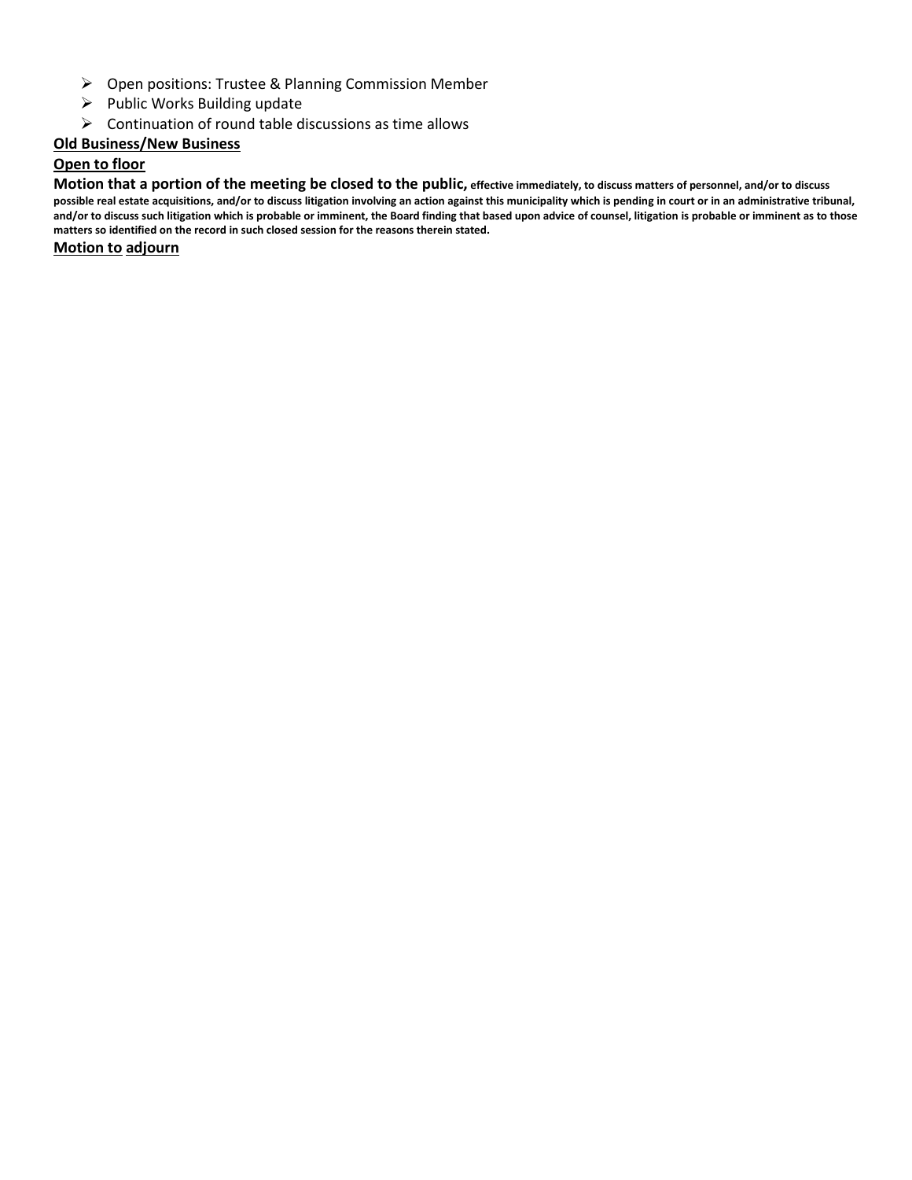- Open positions: Trustee & Planning Commission Member
- Public Works Building update
- Continuation of round table discussions as time allows

**Old Business/New Business**

**Open to floor**

**Motion that a portion of the meeting be closed to the public, effective immediately, to discuss matters of personnel, and/or to discuss possible real estate acquisitions, and/or to discuss litigation involving an action against this municipality which is pending in court or in an administrative tribunal, and/or to discuss such litigation which is probable or imminent, the Board finding that based upon advice of counsel, litigation is probable or imminent as to those matters so identified on the record in such closed session for the reasons therein stated.**

**Motion to adjourn**